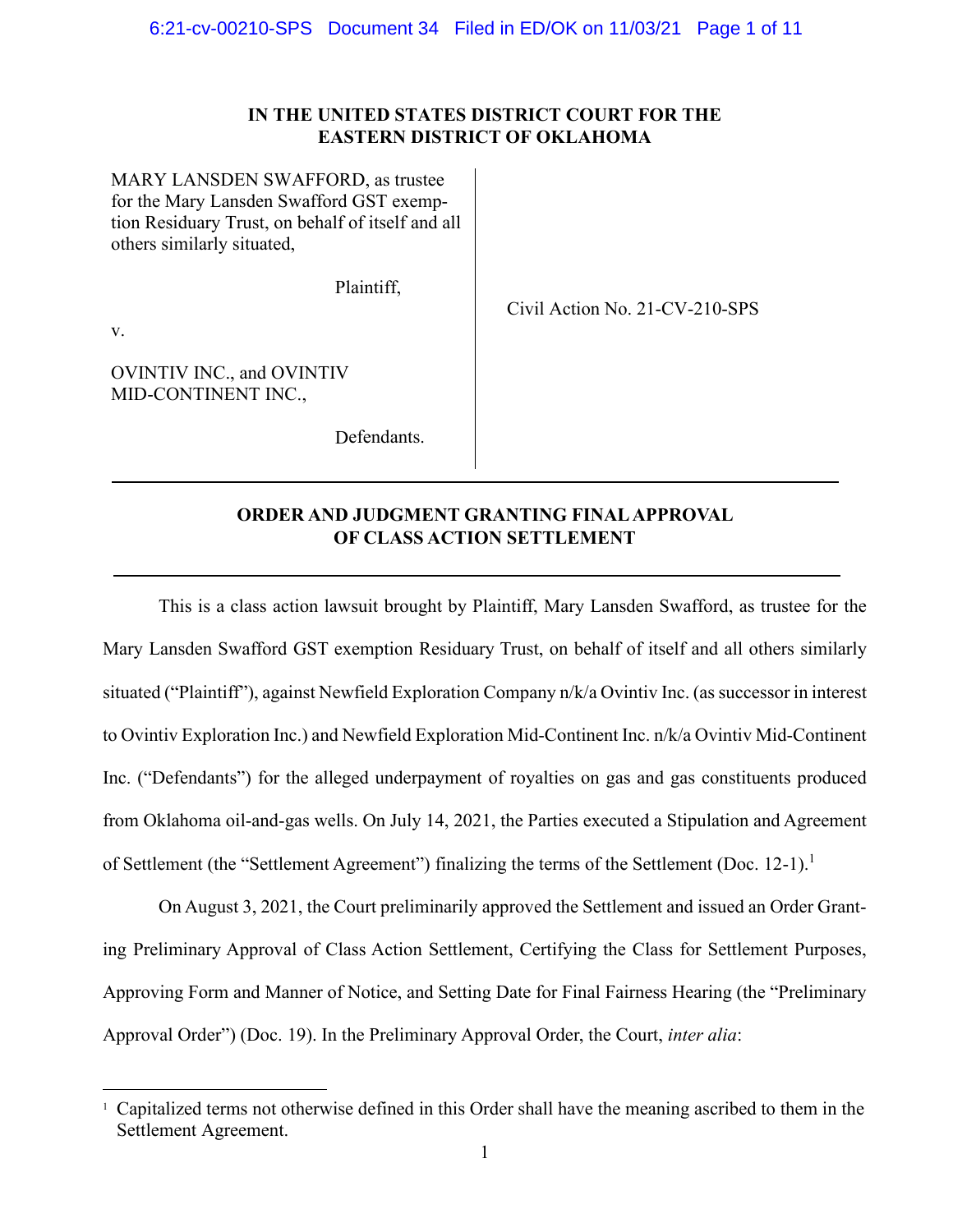**IN THE UNITED STATES DISTRICT COURT FOR THE EASTERN DISTRICT OF OKLAHOMA**

| | |
|---|---|
| MARY LANSDEN SWAFFORD, as trustee for the Mary Lansden Swafford GST exemption Residuary Trust, on behalf of itself and all others similarly situated,<br><br>Plaintiff,<br><br>v.<br><br>OVINTIV INC., and OVINTIV MID-CONTINENT INC.,<br><br>Defendants. | Civil Action No. 21-CV-210-SPS |

---

# ORDER AND JUDGMENT GRANTING FINAL APPROVAL OF CLASS ACTION SETTLEMENT

---

This is a class action lawsuit brought by Plaintiff, Mary Lansden Swafford, as trustee for the Mary Lansden Swafford GST exemption Residuary Trust, on behalf of itself and all others similarly situated ("Plaintiff"), against Newfield Exploration Company n/k/a Ovintiv Inc. (as successor in interest to Ovintiv Exploration Inc.) and Newfield Exploration Mid-Continent Inc. n/k/a Ovintiv Mid-Continent Inc. ("Defendants") for the alleged underpayment of royalties on gas and gas constituents produced from Oklahoma oil-and-gas wells. On July 14, 2021, the Parties executed a Stipulation and Agreement of Settlement (the "Settlement Agreement") finalizing the terms of the Settlement (Doc. 12-1).[1]

On August 3, 2021, the Court preliminarily approved the Settlement and issued an Order Granting Preliminary Approval of Class Action Settlement, Certifying the Class for Settlement Purposes, Approving Form and Manner of Notice, and Setting Date for Final Fairness Hearing (the "Preliminary Approval Order") (Doc. 19). In the Preliminary Approval Order, the Court, *inter alia*:

---

[1] Capitalized terms not otherwise defined in this Order shall have the meaning ascribed to them in the Settlement Agreement.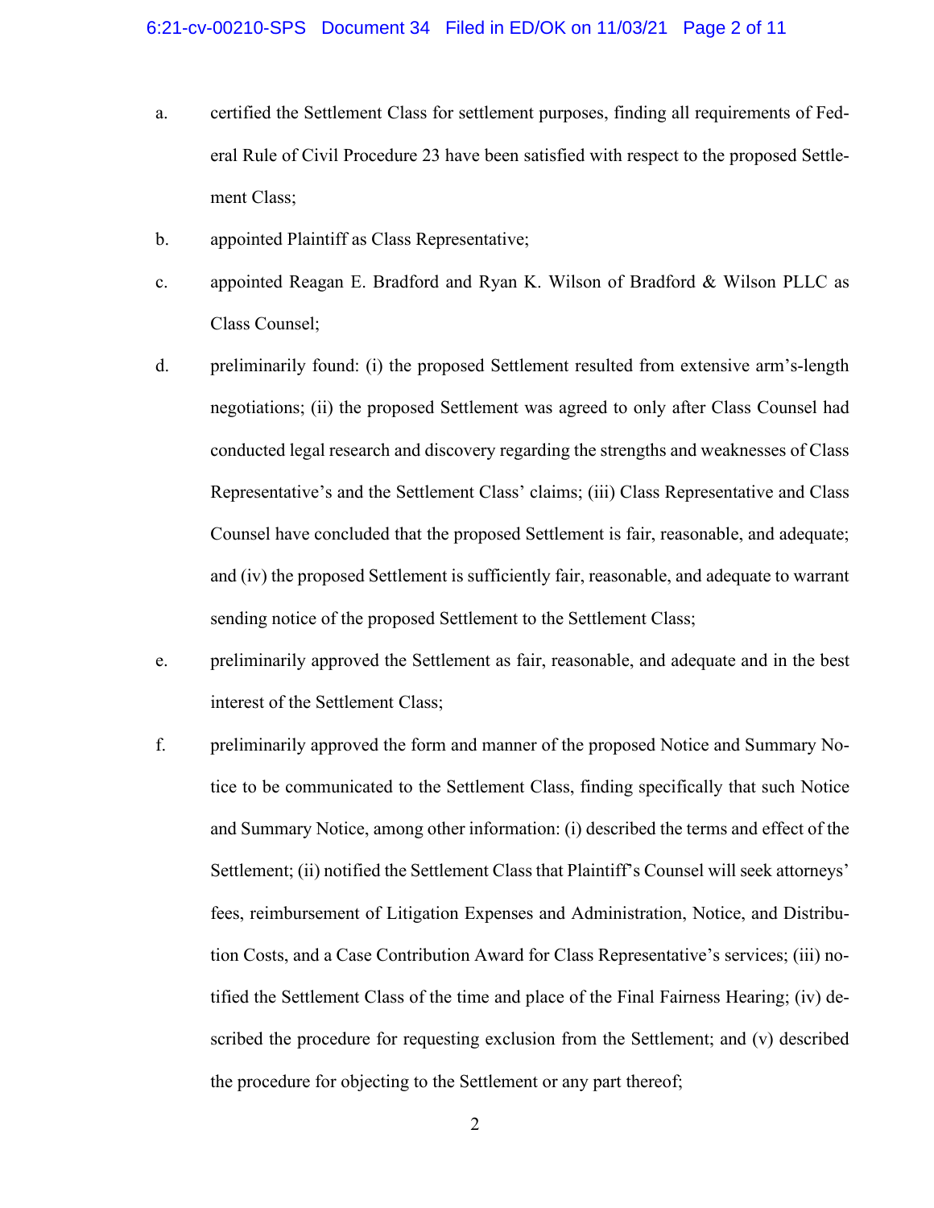a. certified the Settlement Class for settlement purposes, finding all requirements of Federal Rule of Civil Procedure 23 have been satisfied with respect to the proposed Settlement Class;

b. appointed Plaintiff as Class Representative;

c. appointed Reagan E. Bradford and Ryan K. Wilson of Bradford & Wilson PLLC as Class Counsel;

d. preliminarily found: (i) the proposed Settlement resulted from extensive arm's-length negotiations; (ii) the proposed Settlement was agreed to only after Class Counsel had conducted legal research and discovery regarding the strengths and weaknesses of Class Representative's and the Settlement Class' claims; (iii) Class Representative and Class Counsel have concluded that the proposed Settlement is fair, reasonable, and adequate; and (iv) the proposed Settlement is sufficiently fair, reasonable, and adequate to warrant sending notice of the proposed Settlement to the Settlement Class;

e. preliminarily approved the Settlement as fair, reasonable, and adequate and in the best interest of the Settlement Class;

f. preliminarily approved the form and manner of the proposed Notice and Summary Notice to be communicated to the Settlement Class, finding specifically that such Notice and Summary Notice, among other information: (i) described the terms and effect of the Settlement; (ii) notified the Settlement Class that Plaintiff's Counsel will seek attorneys' fees, reimbursement of Litigation Expenses and Administration, Notice, and Distribution Costs, and a Case Contribution Award for Class Representative's services; (iii) notified the Settlement Class of the time and place of the Final Fairness Hearing; (iv) described the procedure for requesting exclusion from the Settlement; and (v) described the procedure for objecting to the Settlement or any part thereof;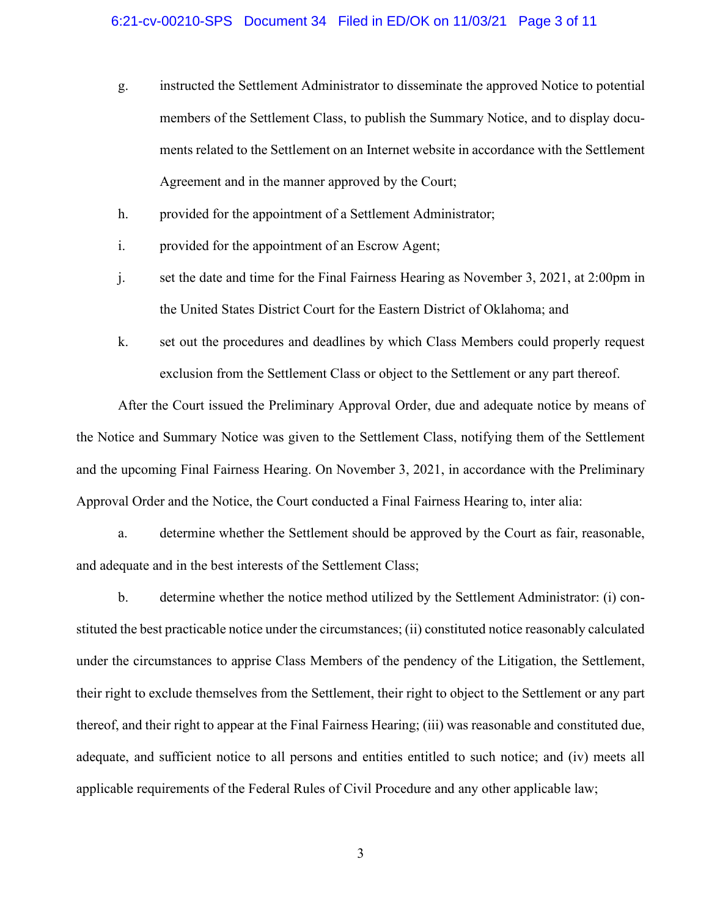g. instructed the Settlement Administrator to disseminate the approved Notice to potential members of the Settlement Class, to publish the Summary Notice, and to display documents related to the Settlement on an Internet website in accordance with the Settlement Agreement and in the manner approved by the Court;

h. provided for the appointment of a Settlement Administrator;

i. provided for the appointment of an Escrow Agent;

j. set the date and time for the Final Fairness Hearing as November 3, 2021, at 2:00pm in the United States District Court for the Eastern District of Oklahoma; and

k. set out the procedures and deadlines by which Class Members could properly request exclusion from the Settlement Class or object to the Settlement or any part thereof.

After the Court issued the Preliminary Approval Order, due and adequate notice by means of the Notice and Summary Notice was given to the Settlement Class, notifying them of the Settlement and the upcoming Final Fairness Hearing. On November 3, 2021, in accordance with the Preliminary Approval Order and the Notice, the Court conducted a Final Fairness Hearing to, inter alia:

a. determine whether the Settlement should be approved by the Court as fair, reasonable, and adequate and in the best interests of the Settlement Class;

b. determine whether the notice method utilized by the Settlement Administrator: (i) constituted the best practicable notice under the circumstances; (ii) constituted notice reasonably calculated under the circumstances to apprise Class Members of the pendency of the Litigation, the Settlement, their right to exclude themselves from the Settlement, their right to object to the Settlement or any part thereof, and their right to appear at the Final Fairness Hearing; (iii) was reasonable and constituted due, adequate, and sufficient notice to all persons and entities entitled to such notice; and (iv) meets all applicable requirements of the Federal Rules of Civil Procedure and any other applicable law;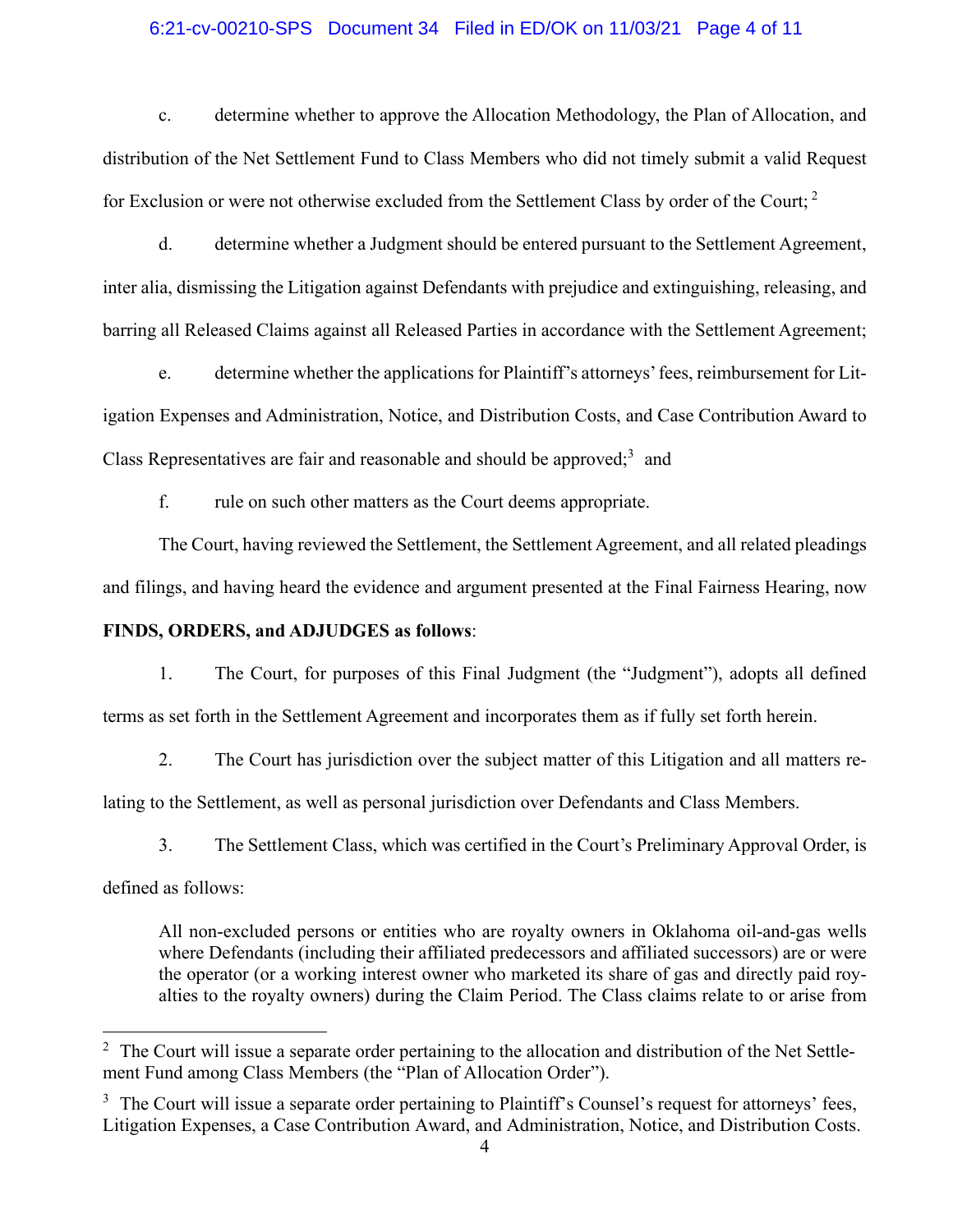c. determine whether to approve the Allocation Methodology, the Plan of Allocation, and distribution of the Net Settlement Fund to Class Members who did not timely submit a valid Request for Exclusion or were not otherwise excluded from the Settlement Class by order of the Court; [2]

d. determine whether a Judgment should be entered pursuant to the Settlement Agreement, inter alia, dismissing the Litigation against Defendants with prejudice and extinguishing, releasing, and barring all Released Claims against all Released Parties in accordance with the Settlement Agreement;

e. determine whether the applications for Plaintiff's attorneys' fees, reimbursement for Litigation Expenses and Administration, Notice, and Distribution Costs, and Case Contribution Award to Class Representatives are fair and reasonable and should be approved;[3] and

f. rule on such other matters as the Court deems appropriate.

The Court, having reviewed the Settlement, the Settlement Agreement, and all related pleadings and filings, and having heard the evidence and argument presented at the Final Fairness Hearing, now **FINDS, ORDERS, and ADJUDGES as follows**:

1. The Court, for purposes of this Final Judgment (the "Judgment"), adopts all defined terms as set forth in the Settlement Agreement and incorporates them as if fully set forth herein.

2. The Court has jurisdiction over the subject matter of this Litigation and all matters relating to the Settlement, as well as personal jurisdiction over Defendants and Class Members.

3. The Settlement Class, which was certified in the Court's Preliminary Approval Order, is defined as follows:

> All non-excluded persons or entities who are royalty owners in Oklahoma oil-and-gas wells where Defendants (including their affiliated predecessors and affiliated successors) are or were the operator (or a working interest owner who marketed its share of gas and directly paid royalties to the royalty owners) during the Claim Period. The Class claims relate to or arise from

---

[2] The Court will issue a separate order pertaining to the allocation and distribution of the Net Settlement Fund among Class Members (the "Plan of Allocation Order").

[3] The Court will issue a separate order pertaining to Plaintiff's Counsel's request for attorneys' fees, Litigation Expenses, a Case Contribution Award, and Administration, Notice, and Distribution Costs.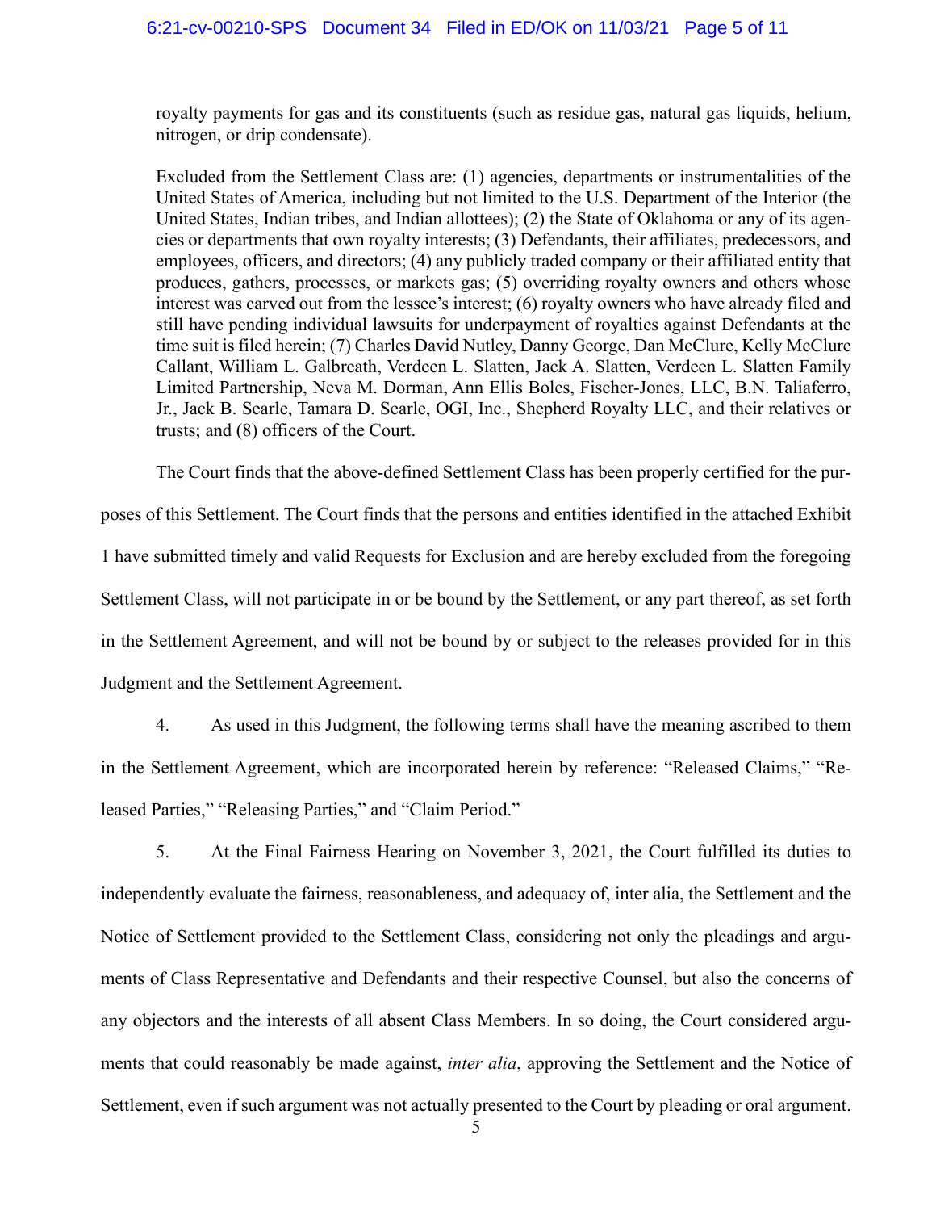royalty payments for gas and its constituents (such as residue gas, natural gas liquids, helium, nitrogen, or drip condensate).

Excluded from the Settlement Class are: (1) agencies, departments or instrumentalities of the United States of America, including but not limited to the U.S. Department of the Interior (the United States, Indian tribes, and Indian allottees); (2) the State of Oklahoma or any of its agencies or departments that own royalty interests; (3) Defendants, their affiliates, predecessors, and employees, officers, and directors; (4) any publicly traded company or their affiliated entity that produces, gathers, processes, or markets gas; (5) overriding royalty owners and others whose interest was carved out from the lessee's interest; (6) royalty owners who have already filed and still have pending individual lawsuits for underpayment of royalties against Defendants at the time suit is filed herein; (7) Charles David Nutley, Danny George, Dan McClure, Kelly McClure Callant, William L. Galbreath, Verdeen L. Slatten, Jack A. Slatten, Verdeen L. Slatten Family Limited Partnership, Neva M. Dorman, Ann Ellis Boles, Fischer-Jones, LLC, B.N. Taliaferro, Jr., Jack B. Searle, Tamara D. Searle, OGI, Inc., Shepherd Royalty LLC, and their relatives or trusts; and (8) officers of the Court.

The Court finds that the above-defined Settlement Class has been properly certified for the purposes of this Settlement. The Court finds that the persons and entities identified in the attached Exhibit 1 have submitted timely and valid Requests for Exclusion and are hereby excluded from the foregoing Settlement Class, will not participate in or be bound by the Settlement, or any part thereof, as set forth in the Settlement Agreement, and will not be bound by or subject to the releases provided for in this Judgment and the Settlement Agreement.

4. As used in this Judgment, the following terms shall have the meaning ascribed to them in the Settlement Agreement, which are incorporated herein by reference: "Released Claims," "Released Parties," "Releasing Parties," and "Claim Period."

5. At the Final Fairness Hearing on November 3, 2021, the Court fulfilled its duties to independently evaluate the fairness, reasonableness, and adequacy of, inter alia, the Settlement and the Notice of Settlement provided to the Settlement Class, considering not only the pleadings and arguments of Class Representative and Defendants and their respective Counsel, but also the concerns of any objectors and the interests of all absent Class Members. In so doing, the Court considered arguments that could reasonably be made against, *inter alia*, approving the Settlement and the Notice of Settlement, even if such argument was not actually presented to the Court by pleading or oral argument.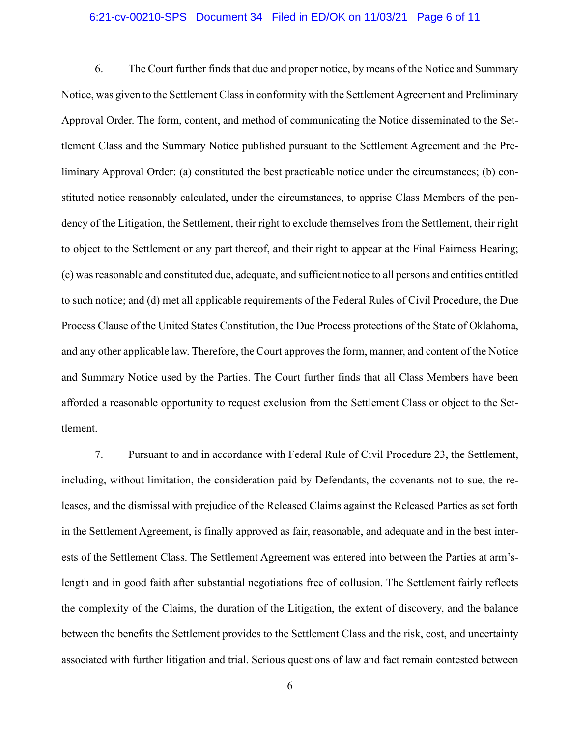6. The Court further finds that due and proper notice, by means of the Notice and Summary Notice, was given to the Settlement Class in conformity with the Settlement Agreement and Preliminary Approval Order. The form, content, and method of communicating the Notice disseminated to the Settlement Class and the Summary Notice published pursuant to the Settlement Agreement and the Preliminary Approval Order: (a) constituted the best practicable notice under the circumstances; (b) constituted notice reasonably calculated, under the circumstances, to apprise Class Members of the pendency of the Litigation, the Settlement, their right to exclude themselves from the Settlement, their right to object to the Settlement or any part thereof, and their right to appear at the Final Fairness Hearing; (c) was reasonable and constituted due, adequate, and sufficient notice to all persons and entities entitled to such notice; and (d) met all applicable requirements of the Federal Rules of Civil Procedure, the Due Process Clause of the United States Constitution, the Due Process protections of the State of Oklahoma, and any other applicable law. Therefore, the Court approves the form, manner, and content of the Notice and Summary Notice used by the Parties. The Court further finds that all Class Members have been afforded a reasonable opportunity to request exclusion from the Settlement Class or object to the Settlement.

7. Pursuant to and in accordance with Federal Rule of Civil Procedure 23, the Settlement, including, without limitation, the consideration paid by Defendants, the covenants not to sue, the releases, and the dismissal with prejudice of the Released Claims against the Released Parties as set forth in the Settlement Agreement, is finally approved as fair, reasonable, and adequate and in the best interests of the Settlement Class. The Settlement Agreement was entered into between the Parties at arm's-length and in good faith after substantial negotiations free of collusion. The Settlement fairly reflects the complexity of the Claims, the duration of the Litigation, the extent of discovery, and the balance between the benefits the Settlement provides to the Settlement Class and the risk, cost, and uncertainty associated with further litigation and trial. Serious questions of law and fact remain contested between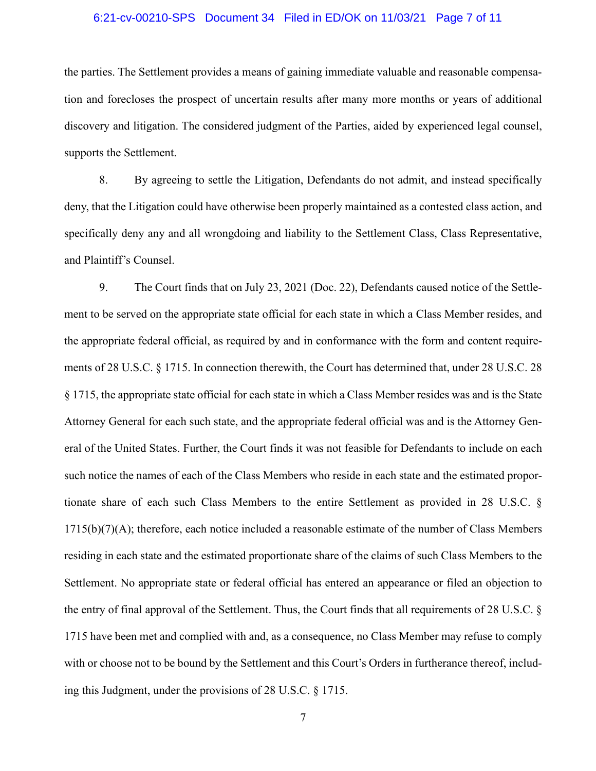the parties. The Settlement provides a means of gaining immediate valuable and reasonable compensation and forecloses the prospect of uncertain results after many more months or years of additional discovery and litigation. The considered judgment of the Parties, aided by experienced legal counsel, supports the Settlement.

8. By agreeing to settle the Litigation, Defendants do not admit, and instead specifically deny, that the Litigation could have otherwise been properly maintained as a contested class action, and specifically deny any and all wrongdoing and liability to the Settlement Class, Class Representative, and Plaintiff's Counsel.

9. The Court finds that on July 23, 2021 (Doc. 22), Defendants caused notice of the Settlement to be served on the appropriate state official for each state in which a Class Member resides, and the appropriate federal official, as required by and in conformance with the form and content requirements of 28 U.S.C. § 1715. In connection therewith, the Court has determined that, under 28 U.S.C. 28 § 1715, the appropriate state official for each state in which a Class Member resides was and is the State Attorney General for each such state, and the appropriate federal official was and is the Attorney General of the United States. Further, the Court finds it was not feasible for Defendants to include on each such notice the names of each of the Class Members who reside in each state and the estimated proportionate share of each such Class Members to the entire Settlement as provided in 28 U.S.C. § 1715(b)(7)(A); therefore, each notice included a reasonable estimate of the number of Class Members residing in each state and the estimated proportionate share of the claims of such Class Members to the Settlement. No appropriate state or federal official has entered an appearance or filed an objection to the entry of final approval of the Settlement. Thus, the Court finds that all requirements of 28 U.S.C. § 1715 have been met and complied with and, as a consequence, no Class Member may refuse to comply with or choose not to be bound by the Settlement and this Court's Orders in furtherance thereof, including this Judgment, under the provisions of 28 U.S.C. § 1715.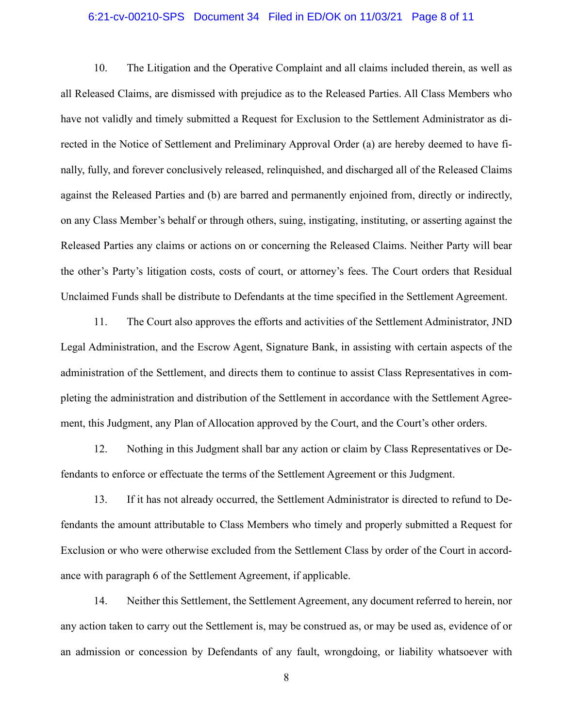10. The Litigation and the Operative Complaint and all claims included therein, as well as all Released Claims, are dismissed with prejudice as to the Released Parties. All Class Members who have not validly and timely submitted a Request for Exclusion to the Settlement Administrator as directed in the Notice of Settlement and Preliminary Approval Order (a) are hereby deemed to have finally, fully, and forever conclusively released, relinquished, and discharged all of the Released Claims against the Released Parties and (b) are barred and permanently enjoined from, directly or indirectly, on any Class Member's behalf or through others, suing, instigating, instituting, or asserting against the Released Parties any claims or actions on or concerning the Released Claims. Neither Party will bear the other's Party's litigation costs, costs of court, or attorney's fees. The Court orders that Residual Unclaimed Funds shall be distribute to Defendants at the time specified in the Settlement Agreement.

11. The Court also approves the efforts and activities of the Settlement Administrator, JND Legal Administration, and the Escrow Agent, Signature Bank, in assisting with certain aspects of the administration of the Settlement, and directs them to continue to assist Class Representatives in completing the administration and distribution of the Settlement in accordance with the Settlement Agreement, this Judgment, any Plan of Allocation approved by the Court, and the Court's other orders.

12. Nothing in this Judgment shall bar any action or claim by Class Representatives or Defendants to enforce or effectuate the terms of the Settlement Agreement or this Judgment.

13. If it has not already occurred, the Settlement Administrator is directed to refund to Defendants the amount attributable to Class Members who timely and properly submitted a Request for Exclusion or who were otherwise excluded from the Settlement Class by order of the Court in accordance with paragraph 6 of the Settlement Agreement, if applicable.

14. Neither this Settlement, the Settlement Agreement, any document referred to herein, nor any action taken to carry out the Settlement is, may be construed as, or may be used as, evidence of or an admission or concession by Defendants of any fault, wrongdoing, or liability whatsoever with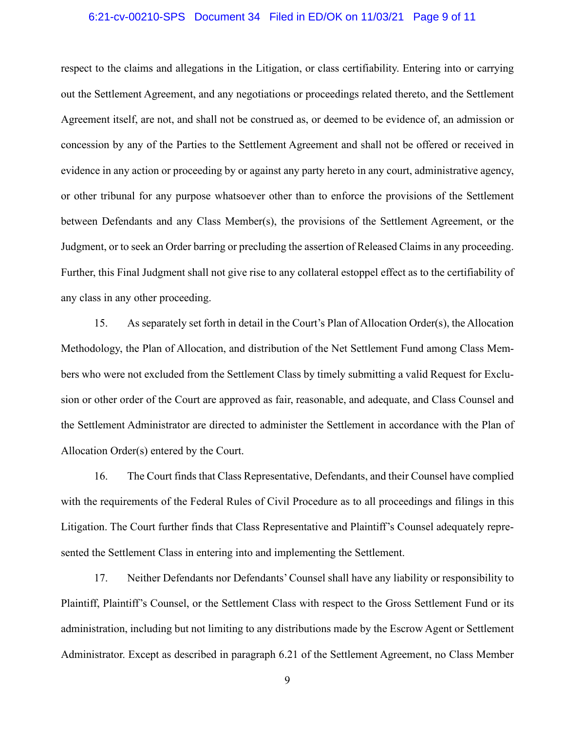respect to the claims and allegations in the Litigation, or class certifiability. Entering into or carrying out the Settlement Agreement, and any negotiations or proceedings related thereto, and the Settlement Agreement itself, are not, and shall not be construed as, or deemed to be evidence of, an admission or concession by any of the Parties to the Settlement Agreement and shall not be offered or received in evidence in any action or proceeding by or against any party hereto in any court, administrative agency, or other tribunal for any purpose whatsoever other than to enforce the provisions of the Settlement between Defendants and any Class Member(s), the provisions of the Settlement Agreement, or the Judgment, or to seek an Order barring or precluding the assertion of Released Claims in any proceeding. Further, this Final Judgment shall not give rise to any collateral estoppel effect as to the certifiability of any class in any other proceeding.

15. As separately set forth in detail in the Court's Plan of Allocation Order(s), the Allocation Methodology, the Plan of Allocation, and distribution of the Net Settlement Fund among Class Members who were not excluded from the Settlement Class by timely submitting a valid Request for Exclusion or other order of the Court are approved as fair, reasonable, and adequate, and Class Counsel and the Settlement Administrator are directed to administer the Settlement in accordance with the Plan of Allocation Order(s) entered by the Court.

16. The Court finds that Class Representative, Defendants, and their Counsel have complied with the requirements of the Federal Rules of Civil Procedure as to all proceedings and filings in this Litigation. The Court further finds that Class Representative and Plaintiff's Counsel adequately represented the Settlement Class in entering into and implementing the Settlement.

17. Neither Defendants nor Defendants' Counsel shall have any liability or responsibility to Plaintiff, Plaintiff's Counsel, or the Settlement Class with respect to the Gross Settlement Fund or its administration, including but not limiting to any distributions made by the Escrow Agent or Settlement Administrator. Except as described in paragraph 6.21 of the Settlement Agreement, no Class Member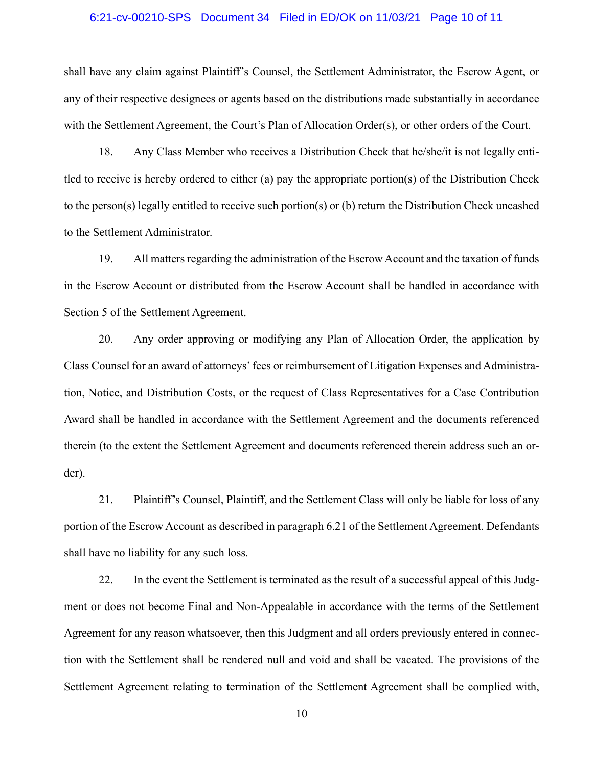shall have any claim against Plaintiff's Counsel, the Settlement Administrator, the Escrow Agent, or any of their respective designees or agents based on the distributions made substantially in accordance with the Settlement Agreement, the Court's Plan of Allocation Order(s), or other orders of the Court.

18. Any Class Member who receives a Distribution Check that he/she/it is not legally entitled to receive is hereby ordered to either (a) pay the appropriate portion(s) of the Distribution Check to the person(s) legally entitled to receive such portion(s) or (b) return the Distribution Check uncashed to the Settlement Administrator.

19. All matters regarding the administration of the Escrow Account and the taxation of funds in the Escrow Account or distributed from the Escrow Account shall be handled in accordance with Section 5 of the Settlement Agreement.

20. Any order approving or modifying any Plan of Allocation Order, the application by Class Counsel for an award of attorneys' fees or reimbursement of Litigation Expenses and Administration, Notice, and Distribution Costs, or the request of Class Representatives for a Case Contribution Award shall be handled in accordance with the Settlement Agreement and the documents referenced therein (to the extent the Settlement Agreement and documents referenced therein address such an order).

21. Plaintiff's Counsel, Plaintiff, and the Settlement Class will only be liable for loss of any portion of the Escrow Account as described in paragraph 6.21 of the Settlement Agreement. Defendants shall have no liability for any such loss.

22. In the event the Settlement is terminated as the result of a successful appeal of this Judgment or does not become Final and Non-Appealable in accordance with the terms of the Settlement Agreement for any reason whatsoever, then this Judgment and all orders previously entered in connection with the Settlement shall be rendered null and void and shall be vacated. The provisions of the Settlement Agreement relating to termination of the Settlement Agreement shall be complied with,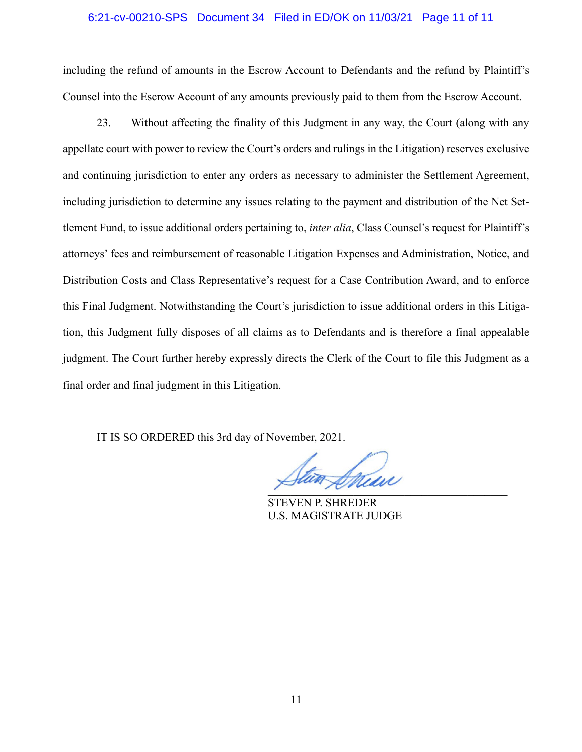including the refund of amounts in the Escrow Account to Defendants and the refund by Plaintiff's Counsel into the Escrow Account of any amounts previously paid to them from the Escrow Account.

23. Without affecting the finality of this Judgment in any way, the Court (along with any appellate court with power to review the Court's orders and rulings in the Litigation) reserves exclusive and continuing jurisdiction to enter any orders as necessary to administer the Settlement Agreement, including jurisdiction to determine any issues relating to the payment and distribution of the Net Settlement Fund, to issue additional orders pertaining to, *inter alia*, Class Counsel's request for Plaintiff's attorneys' fees and reimbursement of reasonable Litigation Expenses and Administration, Notice, and Distribution Costs and Class Representative's request for a Case Contribution Award, and to enforce this Final Judgment. Notwithstanding the Court's jurisdiction to issue additional orders in this Litigation, this Judgment fully disposes of all claims as to Defendants and is therefore a final appealable judgment. The Court further hereby expressly directs the Clerk of the Court to file this Judgment as a final order and final judgment in this Litigation.

IT IS SO ORDERED this 3rd day of November, 2021.

STEVEN P. SHREDER
U.S. MAGISTRATE JUDGE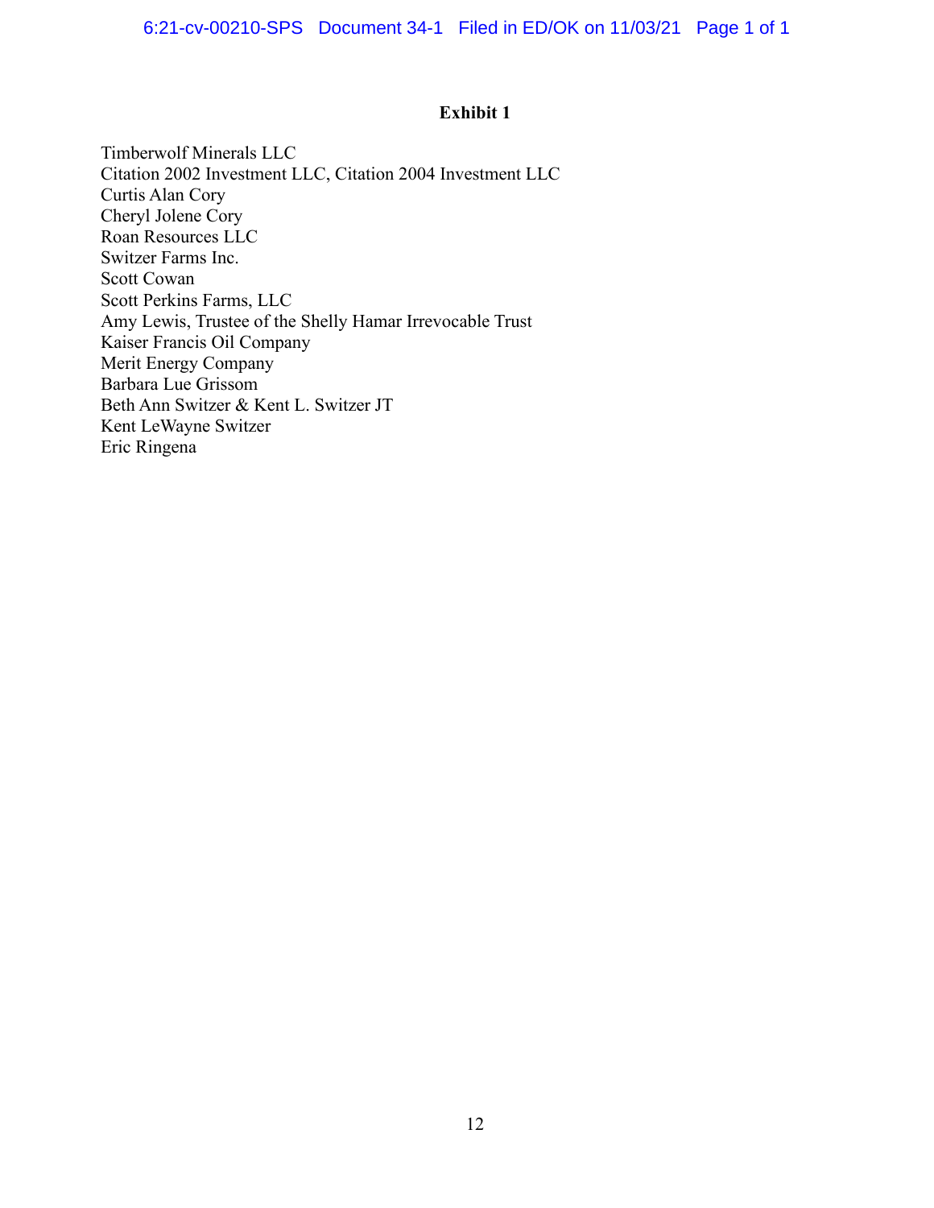**Exhibit 1**

Timberwolf Minerals LLC
Citation 2002 Investment LLC, Citation 2004 Investment LLC
Curtis Alan Cory
Cheryl Jolene Cory
Roan Resources LLC
Switzer Farms Inc.
Scott Cowan
Scott Perkins Farms, LLC
Amy Lewis, Trustee of the Shelly Hamar Irrevocable Trust
Kaiser Francis Oil Company
Merit Energy Company
Barbara Lue Grissom
Beth Ann Switzer & Kent L. Switzer JT
Kent LeWayne Switzer
Eric Ringena